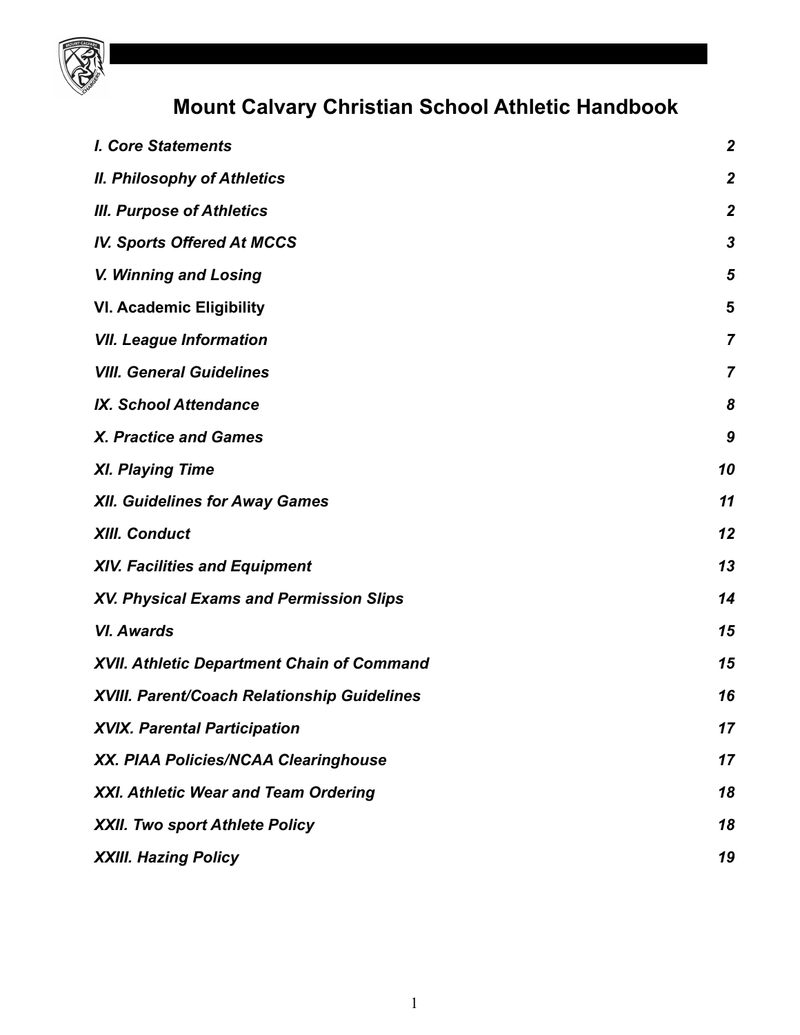# Mount Calvary Christian School Athletic Handbook

| | |
|---|---|
| ***I. Core Statements*** | ***2*** |
| ***II. Philosophy of Athletics*** | ***2*** |
| ***III. Purpose of Athletics*** | ***2*** |
| ***IV. Sports Offered At MCCS*** | ***3*** |
| ***V. Winning and Losing*** | ***5*** |
| **VI. Academic Eligibility** | **5** |
| ***VII. League Information*** | ***7*** |
| ***VIII. General Guidelines*** | ***7*** |
| ***IX. School Attendance*** | ***8*** |
| ***X. Practice and Games*** | ***9*** |
| ***XI. Playing Time*** | ***10*** |
| ***XII. Guidelines for Away Games*** | ***11*** |
| ***XIII. Conduct*** | ***12*** |
| ***XIV. Facilities and Equipment*** | ***13*** |
| ***XV. Physical Exams and Permission Slips*** | ***14*** |
| ***VI. Awards*** | ***15*** |
| ***XVII. Athletic Department Chain of Command*** | ***15*** |
| ***XVIII. Parent/Coach Relationship Guidelines*** | ***16*** |
| ***XVIX. Parental Participation*** | ***17*** |
| ***XX. PIAA Policies/NCAA Clearinghouse*** | ***17*** |
| ***XXI. Athletic Wear and Team Ordering*** | ***18*** |
| ***XXII. Two sport Athlete Policy*** | ***18*** |
| ***XXIII. Hazing Policy*** | ***19*** |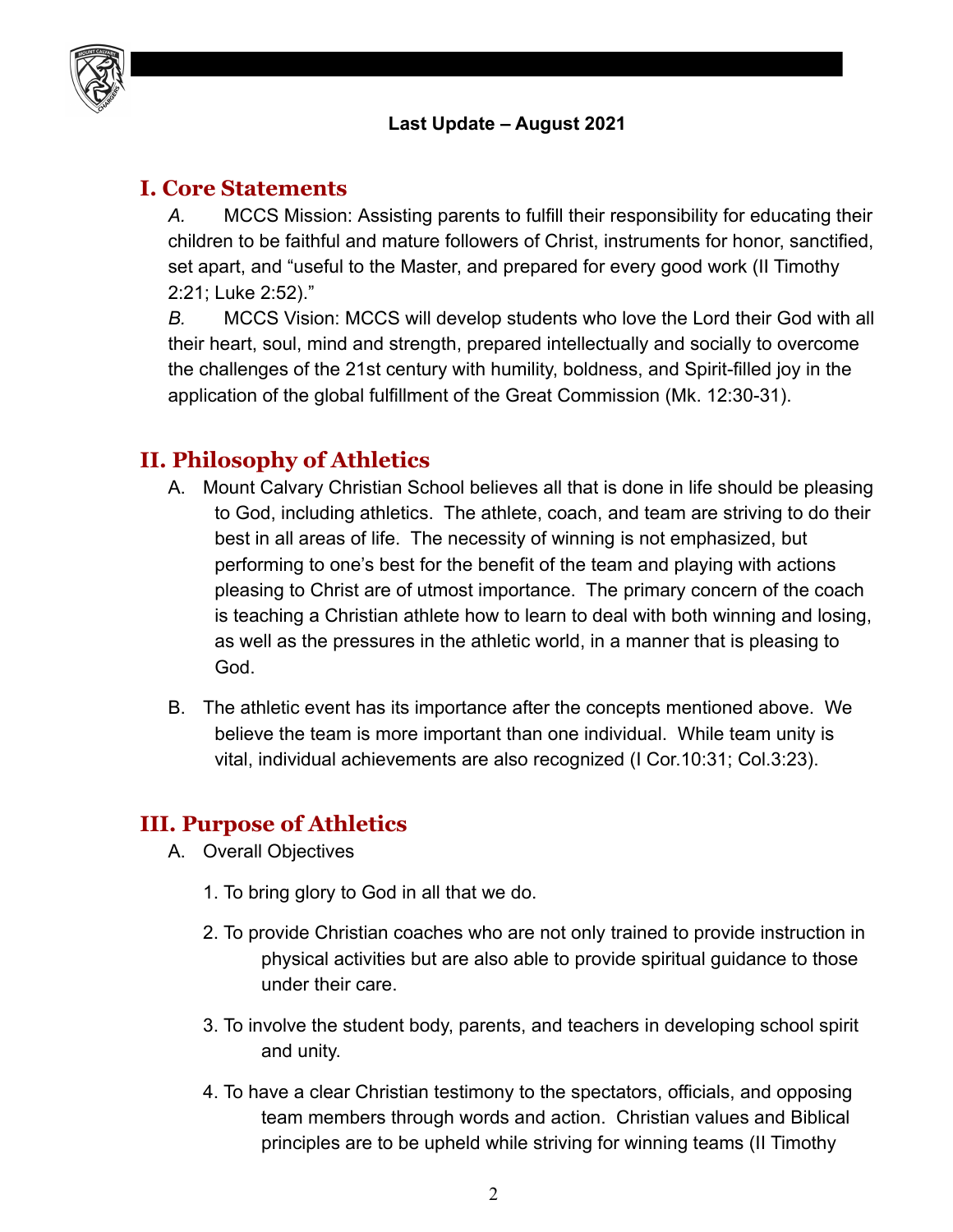**Last Update – August 2021**

## I. Core Statements

*A.* MCCS Mission: Assisting parents to fulfill their responsibility for educating their children to be faithful and mature followers of Christ, instruments for honor, sanctified, set apart, and "useful to the Master, and prepared for every good work (II Timothy 2:21; Luke 2:52)."

*B.* MCCS Vision: MCCS will develop students who love the Lord their God with all their heart, soul, mind and strength, prepared intellectually and socially to overcome the challenges of the 21st century with humility, boldness, and Spirit-filled joy in the application of the global fulfillment of the Great Commission (Mk. 12:30-31).

## II. Philosophy of Athletics

A. Mount Calvary Christian School believes all that is done in life should be pleasing to God, including athletics. The athlete, coach, and team are striving to do their best in all areas of life. The necessity of winning is not emphasized, but performing to one's best for the benefit of the team and playing with actions pleasing to Christ are of utmost importance. The primary concern of the coach is teaching a Christian athlete how to learn to deal with both winning and losing, as well as the pressures in the athletic world, in a manner that is pleasing to God.

B. The athletic event has its importance after the concepts mentioned above. We believe the team is more important than one individual. While team unity is vital, individual achievements are also recognized (I Cor.10:31; Col.3:23).

## III. Purpose of Athletics

A. Overall Objectives

1. To bring glory to God in all that we do.

2. To provide Christian coaches who are not only trained to provide instruction in physical activities but are also able to provide spiritual guidance to those under their care.

3. To involve the student body, parents, and teachers in developing school spirit and unity.

4. To have a clear Christian testimony to the spectators, officials, and opposing team members through words and action. Christian values and Biblical principles are to be upheld while striving for winning teams (II Timothy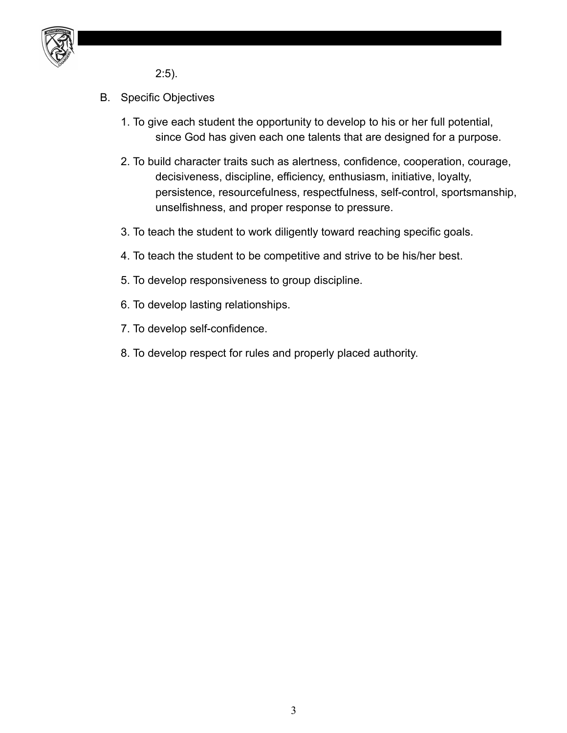2:5).

B. Specific Objectives

1. To give each student the opportunity to develop to his or her full potential, since God has given each one talents that are designed for a purpose.
2. To build character traits such as alertness, confidence, cooperation, courage, decisiveness, discipline, efficiency, enthusiasm, initiative, loyalty, persistence, resourcefulness, respectfulness, self-control, sportsmanship, unselfishness, and proper response to pressure.
3. To teach the student to work diligently toward reaching specific goals.
4. To teach the student to be competitive and strive to be his/her best.
5. To develop responsiveness to group discipline.
6. To develop lasting relationships.
7. To develop self-confidence.
8. To develop respect for rules and properly placed authority.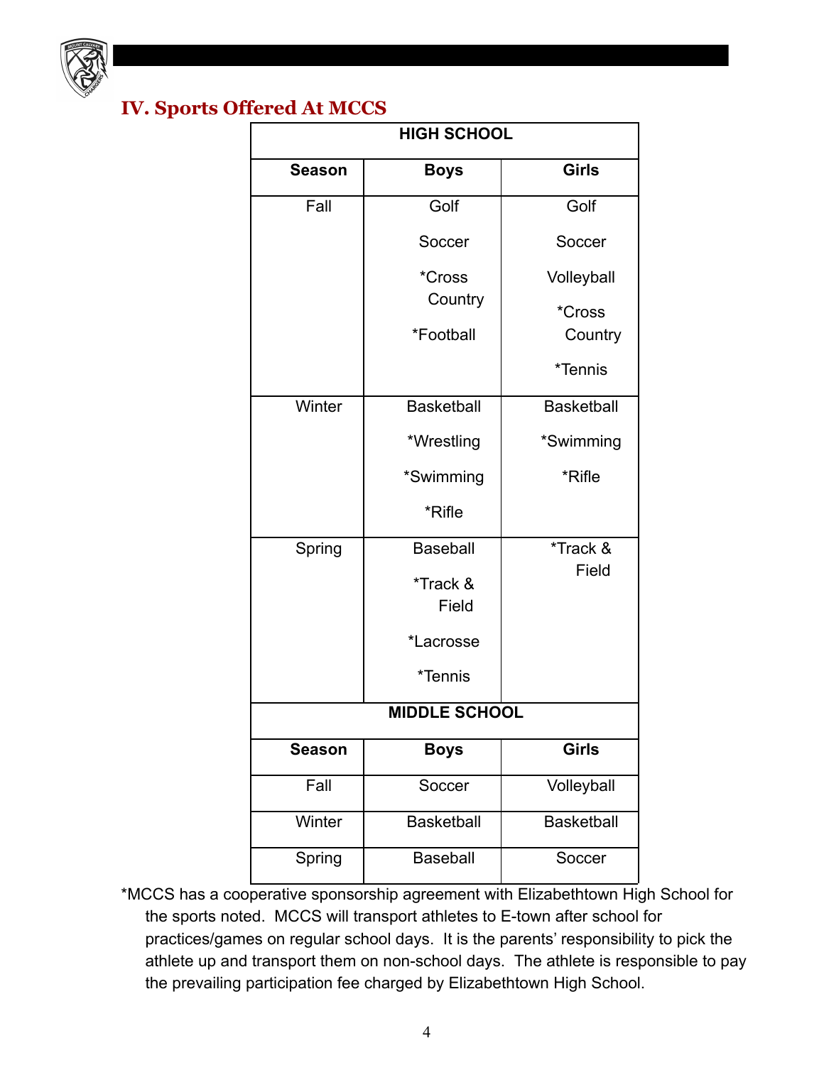## IV. Sports Offered At MCCS

| HIGH SCHOOL | | |
|---|---|---|
| **Season** | **Boys** | **Girls** |
| Fall | Golf<br>Soccer<br>*Cross Country<br>*Football | Golf<br>Soccer<br>Volleyball<br>*Cross Country<br>*Tennis |
| Winter | Basketball<br>*Wrestling<br>*Swimming<br>*Rifle | Basketball<br>*Swimming<br>*Rifle |
| Spring | Baseball<br>*Track & Field<br>*Lacrosse<br>*Tennis | *Track & Field |
| **MIDDLE SCHOOL** | | |
| **Season** | **Boys** | **Girls** |
| Fall | Soccer | Volleyball |
| Winter | Basketball | Basketball |
| Spring | Baseball | Soccer |

*MCCS has a cooperative sponsorship agreement with Elizabethtown High School for the sports noted. MCCS will transport athletes to E-town after school for practices/games on regular school days. It is the parents' responsibility to pick the athlete up and transport them on non-school days. The athlete is responsible to pay the prevailing participation fee charged by Elizabethtown High School.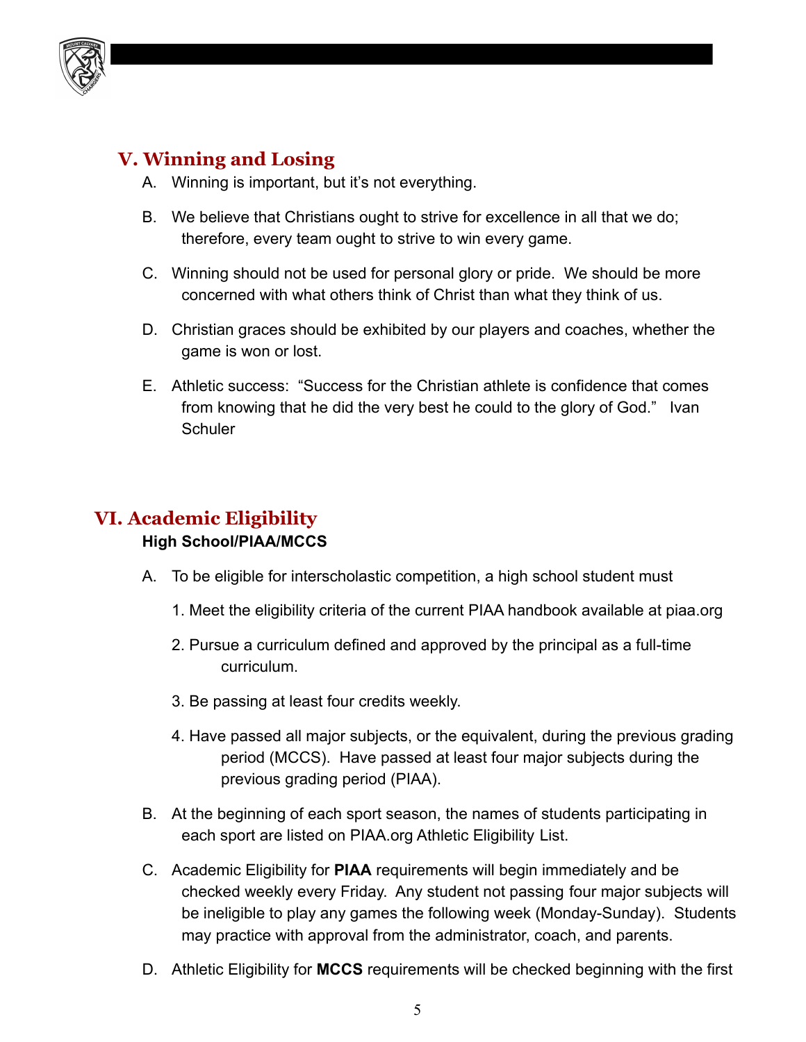## V. Winning and Losing

A. Winning is important, but it's not everything.

B. We believe that Christians ought to strive for excellence in all that we do; therefore, every team ought to strive to win every game.

C. Winning should not be used for personal glory or pride. We should be more concerned with what others think of Christ than what they think of us.

D. Christian graces should be exhibited by our players and coaches, whether the game is won or lost.

E. Athletic success: "Success for the Christian athlete is confidence that comes from knowing that he did the very best he could to the glory of God." Ivan Schuler

## VI. Academic Eligibility

**High School/PIAA/MCCS**

A. To be eligible for interscholastic competition, a high school student must

1. Meet the eligibility criteria of the current PIAA handbook available at piaa.org
2. Pursue a curriculum defined and approved by the principal as a full-time curriculum.
3. Be passing at least four credits weekly.
4. Have passed all major subjects, or the equivalent, during the previous grading period (MCCS). Have passed at least four major subjects during the previous grading period (PIAA).

B. At the beginning of each sport season, the names of students participating in each sport are listed on PIAA.org Athletic Eligibility List.

C. Academic Eligibility for **PIAA** requirements will begin immediately and be checked weekly every Friday. Any student not passing four major subjects will be ineligible to play any games the following week (Monday-Sunday). Students may practice with approval from the administrator, coach, and parents.

D. Athletic Eligibility for **MCCS** requirements will be checked beginning with the first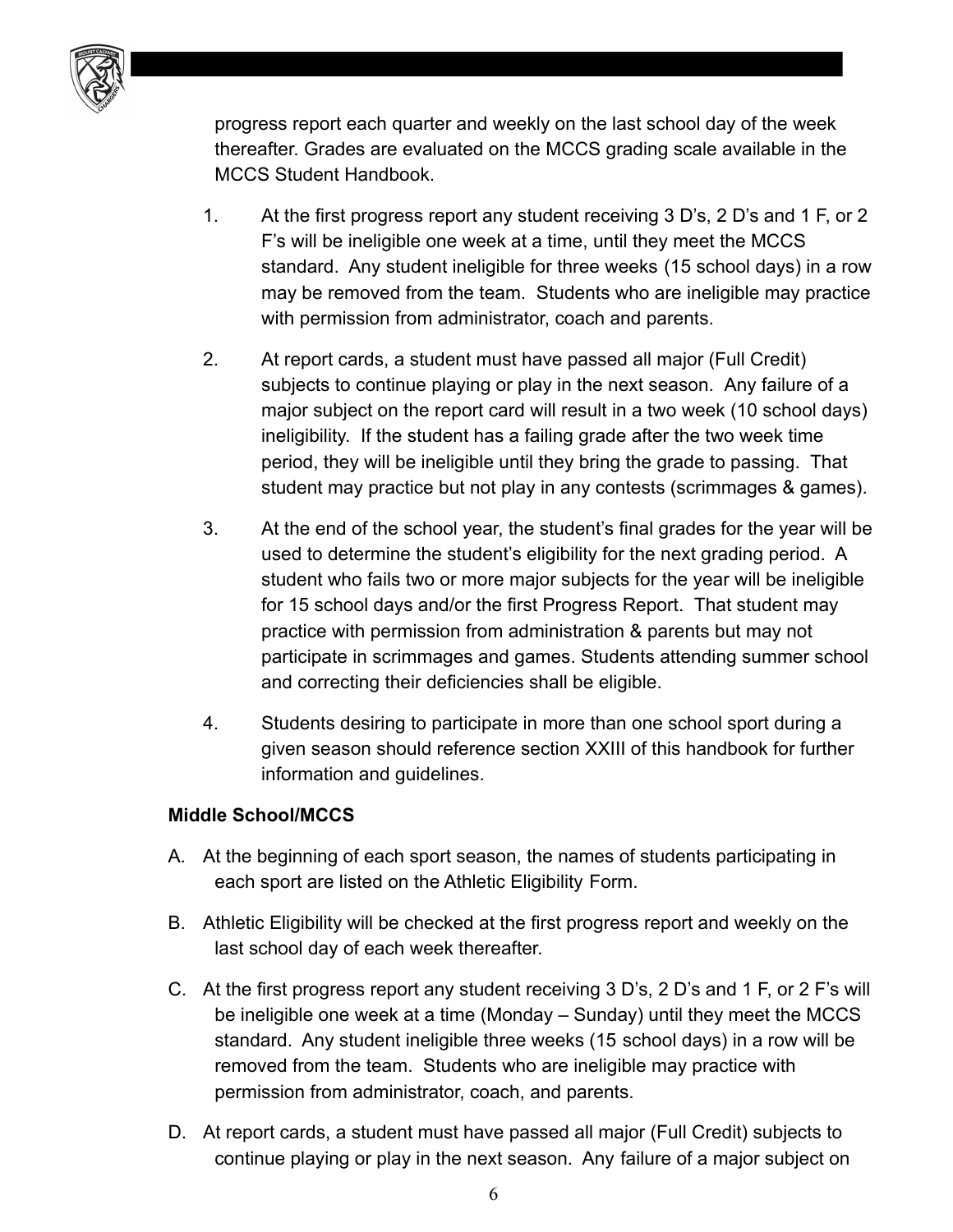progress report each quarter and weekly on the last school day of the week thereafter. Grades are evaluated on the MCCS grading scale available in the MCCS Student Handbook.

1. At the first progress report any student receiving 3 D's, 2 D's and 1 F, or 2 F's will be ineligible one week at a time, until they meet the MCCS standard. Any student ineligible for three weeks (15 school days) in a row may be removed from the team. Students who are ineligible may practice with permission from administrator, coach and parents.

2. At report cards, a student must have passed all major (Full Credit) subjects to continue playing or play in the next season. Any failure of a major subject on the report card will result in a two week (10 school days) ineligibility. If the student has a failing grade after the two week time period, they will be ineligible until they bring the grade to passing. That student may practice but not play in any contests (scrimmages & games).

3. At the end of the school year, the student's final grades for the year will be used to determine the student's eligibility for the next grading period. A student who fails two or more major subjects for the year will be ineligible for 15 school days and/or the first Progress Report. That student may practice with permission from administration & parents but may not participate in scrimmages and games. Students attending summer school and correcting their deficiencies shall be eligible.

4. Students desiring to participate in more than one school sport during a given season should reference section XXIII of this handbook for further information and guidelines.

**Middle School/MCCS**

A. At the beginning of each sport season, the names of students participating in each sport are listed on the Athletic Eligibility Form.

B. Athletic Eligibility will be checked at the first progress report and weekly on the last school day of each week thereafter.

C. At the first progress report any student receiving 3 D's, 2 D's and 1 F, or 2 F's will be ineligible one week at a time (Monday – Sunday) until they meet the MCCS standard. Any student ineligible three weeks (15 school days) in a row will be removed from the team. Students who are ineligible may practice with permission from administrator, coach, and parents.

D. At report cards, a student must have passed all major (Full Credit) subjects to continue playing or play in the next season. Any failure of a major subject on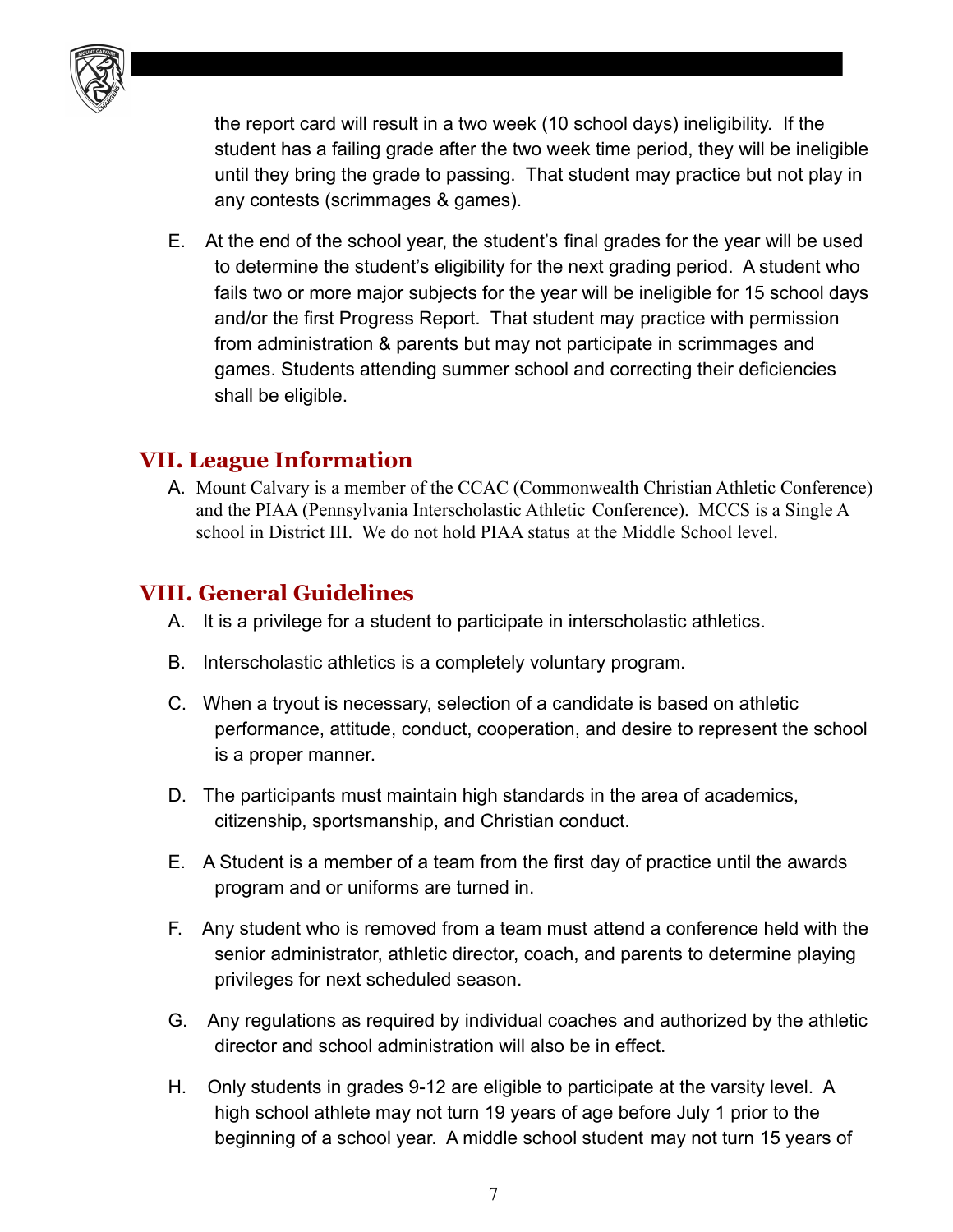the report card will result in a two week (10 school days) ineligibility. If the student has a failing grade after the two week time period, they will be ineligible until they bring the grade to passing. That student may practice but not play in any contests (scrimmages & games).

E. At the end of the school year, the student's final grades for the year will be used to determine the student's eligibility for the next grading period. A student who fails two or more major subjects for the year will be ineligible for 15 school days and/or the first Progress Report. That student may practice with permission from administration & parents but may not participate in scrimmages and games. Students attending summer school and correcting their deficiencies shall be eligible.

## VII. League Information

A. Mount Calvary is a member of the CCAC (Commonwealth Christian Athletic Conference) and the PIAA (Pennsylvania Interscholastic Athletic Conference). MCCS is a Single A school in District III. We do not hold PIAA status at the Middle School level.

## VIII. General Guidelines

A. It is a privilege for a student to participate in interscholastic athletics.

B. Interscholastic athletics is a completely voluntary program.

C. When a tryout is necessary, selection of a candidate is based on athletic performance, attitude, conduct, cooperation, and desire to represent the school is a proper manner.

D. The participants must maintain high standards in the area of academics, citizenship, sportsmanship, and Christian conduct.

E. A Student is a member of a team from the first day of practice until the awards program and or uniforms are turned in.

F. Any student who is removed from a team must attend a conference held with the senior administrator, athletic director, coach, and parents to determine playing privileges for next scheduled season.

G. Any regulations as required by individual coaches and authorized by the athletic director and school administration will also be in effect.

H. Only students in grades 9-12 are eligible to participate at the varsity level. A high school athlete may not turn 19 years of age before July 1 prior to the beginning of a school year. A middle school student may not turn 15 years of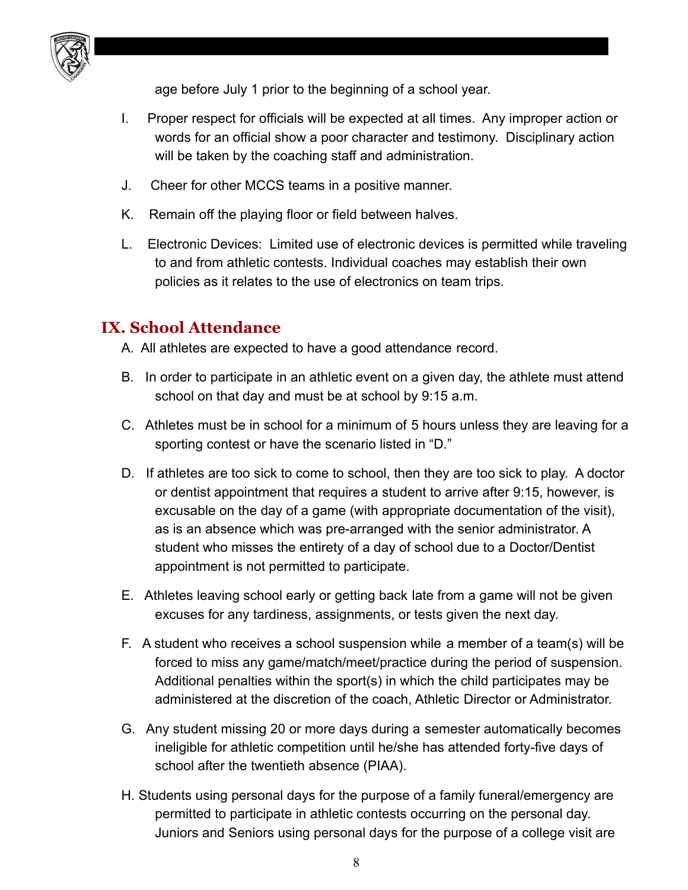age before July 1 prior to the beginning of a school year.

I. Proper respect for officials will be expected at all times. Any improper action or words for an official show a poor character and testimony. Disciplinary action will be taken by the coaching staff and administration.

J. Cheer for other MCCS teams in a positive manner.

K. Remain off the playing floor or field between halves.

L. Electronic Devices: Limited use of electronic devices is permitted while traveling to and from athletic contests. Individual coaches may establish their own policies as it relates to the use of electronics on team trips.

## IX. School Attendance

A. All athletes are expected to have a good attendance record.

B. In order to participate in an athletic event on a given day, the athlete must attend school on that day and must be at school by 9:15 a.m.

C. Athletes must be in school for a minimum of 5 hours unless they are leaving for a sporting contest or have the scenario listed in "D."

D. If athletes are too sick to come to school, then they are too sick to play. A doctor or dentist appointment that requires a student to arrive after 9:15, however, is excusable on the day of a game (with appropriate documentation of the visit), as is an absence which was pre-arranged with the senior administrator. A student who misses the entirety of a day of school due to a Doctor/Dentist appointment is not permitted to participate.

E. Athletes leaving school early or getting back late from a game will not be given excuses for any tardiness, assignments, or tests given the next day.

F. A student who receives a school suspension while a member of a team(s) will be forced to miss any game/match/meet/practice during the period of suspension. Additional penalties within the sport(s) in which the child participates may be administered at the discretion of the coach, Athletic Director or Administrator.

G. Any student missing 20 or more days during a semester automatically becomes ineligible for athletic competition until he/she has attended forty-five days of school after the twentieth absence (PIAA).

H. Students using personal days for the purpose of a family funeral/emergency are permitted to participate in athletic contests occurring on the personal day. Juniors and Seniors using personal days for the purpose of a college visit are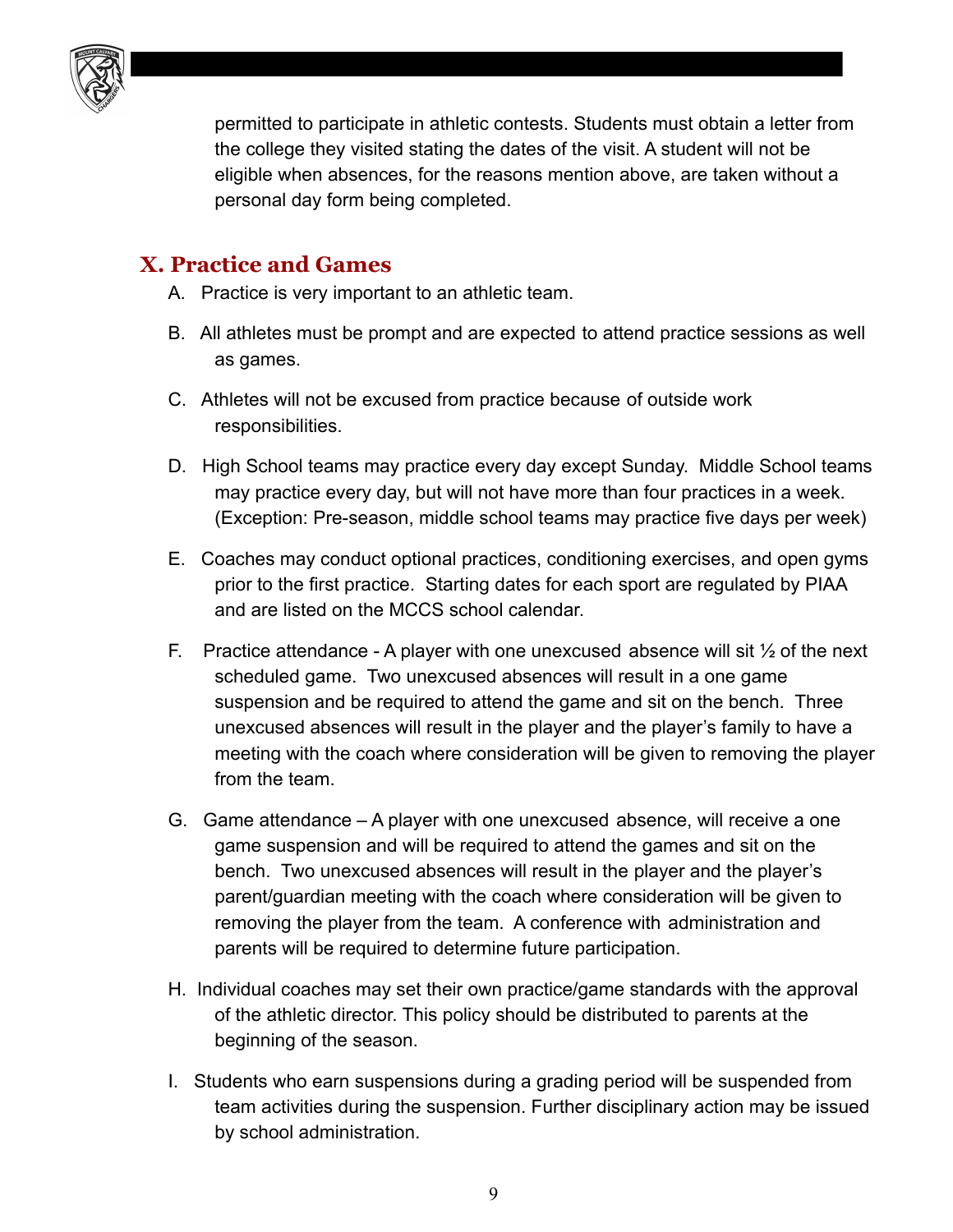permitted to participate in athletic contests. Students must obtain a letter from the college they visited stating the dates of the visit. A student will not be eligible when absences, for the reasons mention above, are taken without a personal day form being completed.

## X. Practice and Games

A. Practice is very important to an athletic team.

B. All athletes must be prompt and are expected to attend practice sessions as well as games.

C. Athletes will not be excused from practice because of outside work responsibilities.

D. High School teams may practice every day except Sunday. Middle School teams may practice every day, but will not have more than four practices in a week. (Exception: Pre-season, middle school teams may practice five days per week)

E. Coaches may conduct optional practices, conditioning exercises, and open gyms prior to the first practice. Starting dates for each sport are regulated by PIAA and are listed on the MCCS school calendar.

F. Practice attendance - A player with one unexcused absence will sit ½ of the next scheduled game. Two unexcused absences will result in a one game suspension and be required to attend the game and sit on the bench. Three unexcused absences will result in the player and the player's family to have a meeting with the coach where consideration will be given to removing the player from the team.

G. Game attendance – A player with one unexcused absence, will receive a one game suspension and will be required to attend the games and sit on the bench. Two unexcused absences will result in the player and the player's parent/guardian meeting with the coach where consideration will be given to removing the player from the team. A conference with administration and parents will be required to determine future participation.

H. Individual coaches may set their own practice/game standards with the approval of the athletic director. This policy should be distributed to parents at the beginning of the season.

I. Students who earn suspensions during a grading period will be suspended from team activities during the suspension. Further disciplinary action may be issued by school administration.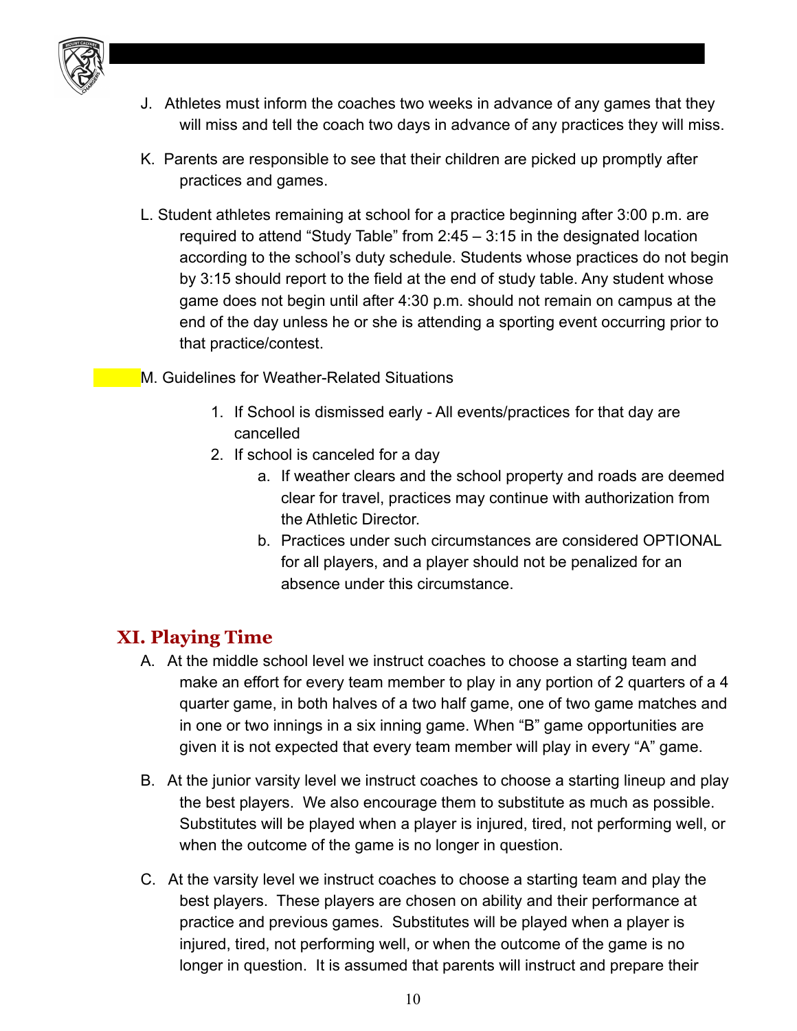J. Athletes must inform the coaches two weeks in advance of any games that they will miss and tell the coach two days in advance of any practices they will miss.

K. Parents are responsible to see that their children are picked up promptly after practices and games.

L. Student athletes remaining at school for a practice beginning after 3:00 p.m. are required to attend "Study Table" from 2:45 – 3:15 in the designated location according to the school's duty schedule. Students whose practices do not begin by 3:15 should report to the field at the end of study table. Any student whose game does not begin until after 4:30 p.m. should not remain on campus at the end of the day unless he or she is attending a sporting event occurring prior to that practice/contest.

M. Guidelines for Weather-Related Situations

1. If School is dismissed early - All events/practices for that day are cancelled
2. If school is canceled for a day
    a. If weather clears and the school property and roads are deemed clear for travel, practices may continue with authorization from the Athletic Director.
    b. Practices under such circumstances are considered OPTIONAL for all players, and a player should not be penalized for an absence under this circumstance.

## XI. Playing Time

A. At the middle school level we instruct coaches to choose a starting team and make an effort for every team member to play in any portion of 2 quarters of a 4 quarter game, in both halves of a two half game, one of two game matches and in one or two innings in a six inning game. When "B" game opportunities are given it is not expected that every team member will play in every "A" game.

B. At the junior varsity level we instruct coaches to choose a starting lineup and play the best players. We also encourage them to substitute as much as possible. Substitutes will be played when a player is injured, tired, not performing well, or when the outcome of the game is no longer in question.

C. At the varsity level we instruct coaches to choose a starting team and play the best players. These players are chosen on ability and their performance at practice and previous games. Substitutes will be played when a player is injured, tired, not performing well, or when the outcome of the game is no longer in question. It is assumed that parents will instruct and prepare their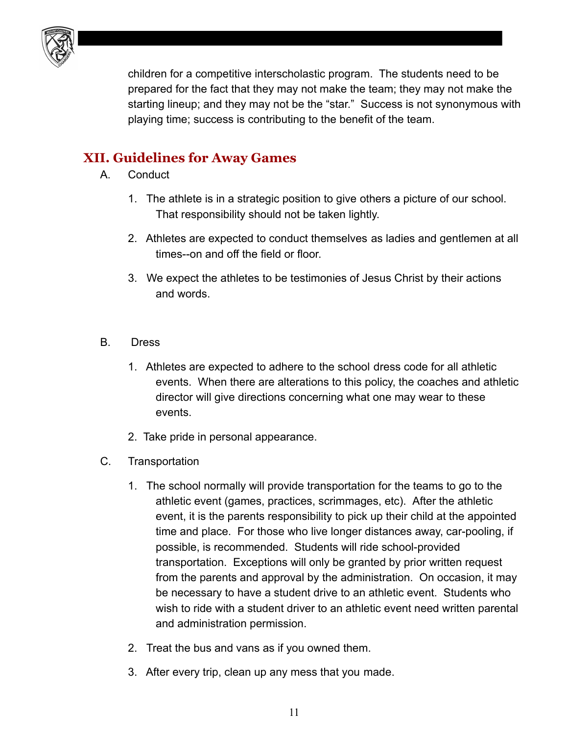children for a competitive interscholastic program. The students need to be prepared for the fact that they may not make the team; they may not make the starting lineup; and they may not be the "star." Success is not synonymous with playing time; success is contributing to the benefit of the team.

## XII. Guidelines for Away Games

A. Conduct

1. The athlete is in a strategic position to give others a picture of our school. That responsibility should not be taken lightly.
2. Athletes are expected to conduct themselves as ladies and gentlemen at all times--on and off the field or floor.
3. We expect the athletes to be testimonies of Jesus Christ by their actions and words.

B. Dress

1. Athletes are expected to adhere to the school dress code for all athletic events. When there are alterations to this policy, the coaches and athletic director will give directions concerning what one may wear to these events.
2. Take pride in personal appearance.

C. Transportation

1. The school normally will provide transportation for the teams to go to the athletic event (games, practices, scrimmages, etc). After the athletic event, it is the parents responsibility to pick up their child at the appointed time and place. For those who live longer distances away, car-pooling, if possible, is recommended. Students will ride school-provided transportation. Exceptions will only be granted by prior written request from the parents and approval by the administration. On occasion, it may be necessary to have a student drive to an athletic event. Students who wish to ride with a student driver to an athletic event need written parental and administration permission.
2. Treat the bus and vans as if you owned them.
3. After every trip, clean up any mess that you made.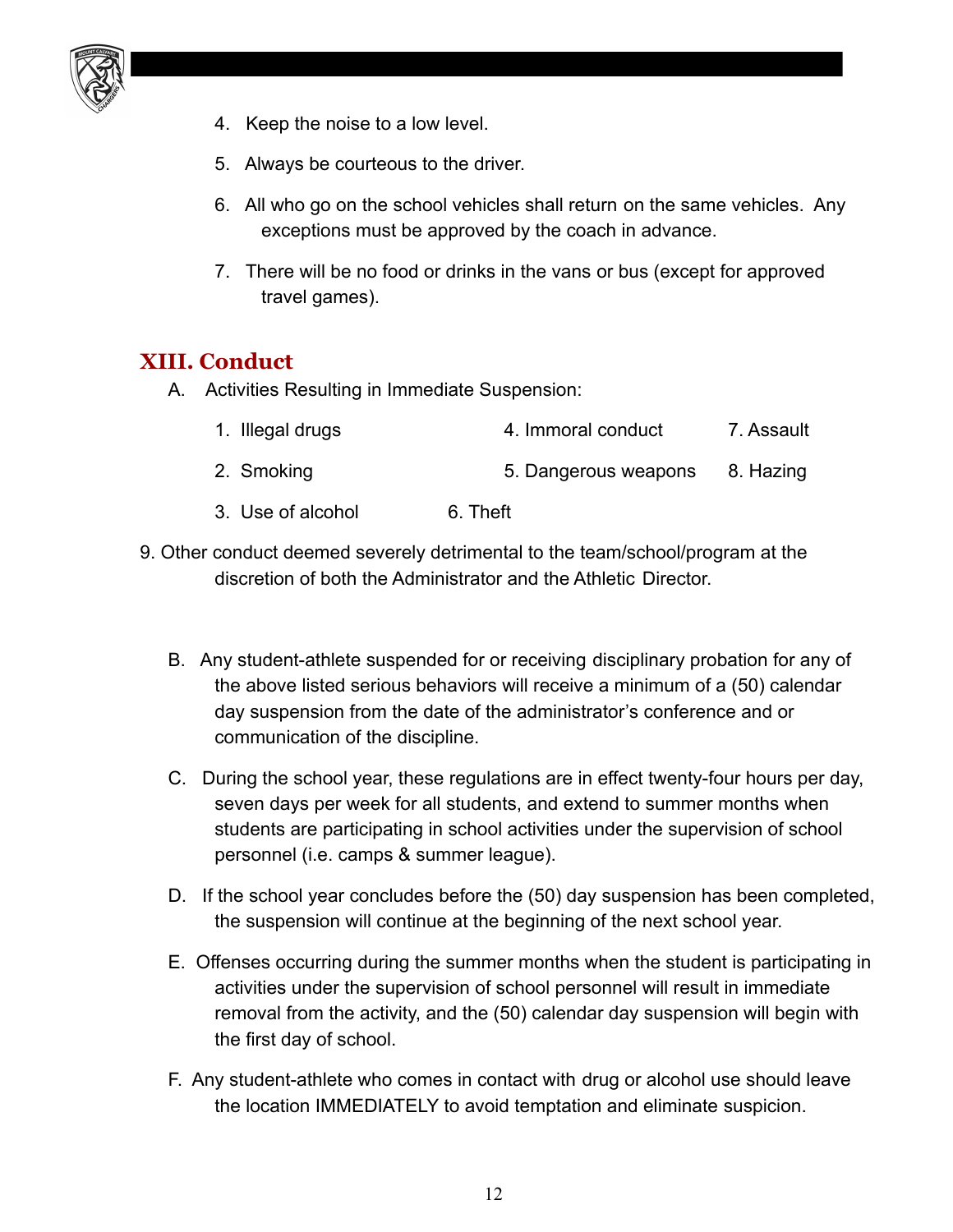4. Keep the noise to a low level.
5. Always be courteous to the driver.
6. All who go on the school vehicles shall return on the same vehicles. Any exceptions must be approved by the coach in advance.
7. There will be no food or drinks in the vans or bus (except for approved travel games).

## XIII. Conduct

A. Activities Resulting in Immediate Suspension:

1. Illegal drugs
2. Smoking
3. Use of alcohol
4. Immoral conduct
5. Dangerous weapons
6. Theft
7. Assault
8. Hazing
9. Other conduct deemed severely detrimental to the team/school/program at the discretion of both the Administrator and the Athletic Director.

B. Any student-athlete suspended for or receiving disciplinary probation for any of the above listed serious behaviors will receive a minimum of a (50) calendar day suspension from the date of the administrator's conference and or communication of the discipline.

C. During the school year, these regulations are in effect twenty-four hours per day, seven days per week for all students, and extend to summer months when students are participating in school activities under the supervision of school personnel (i.e. camps & summer league).

D. If the school year concludes before the (50) day suspension has been completed, the suspension will continue at the beginning of the next school year.

E. Offenses occurring during the summer months when the student is participating in activities under the supervision of school personnel will result in immediate removal from the activity, and the (50) calendar day suspension will begin with the first day of school.

F. Any student-athlete who comes in contact with drug or alcohol use should leave the location IMMEDIATELY to avoid temptation and eliminate suspicion.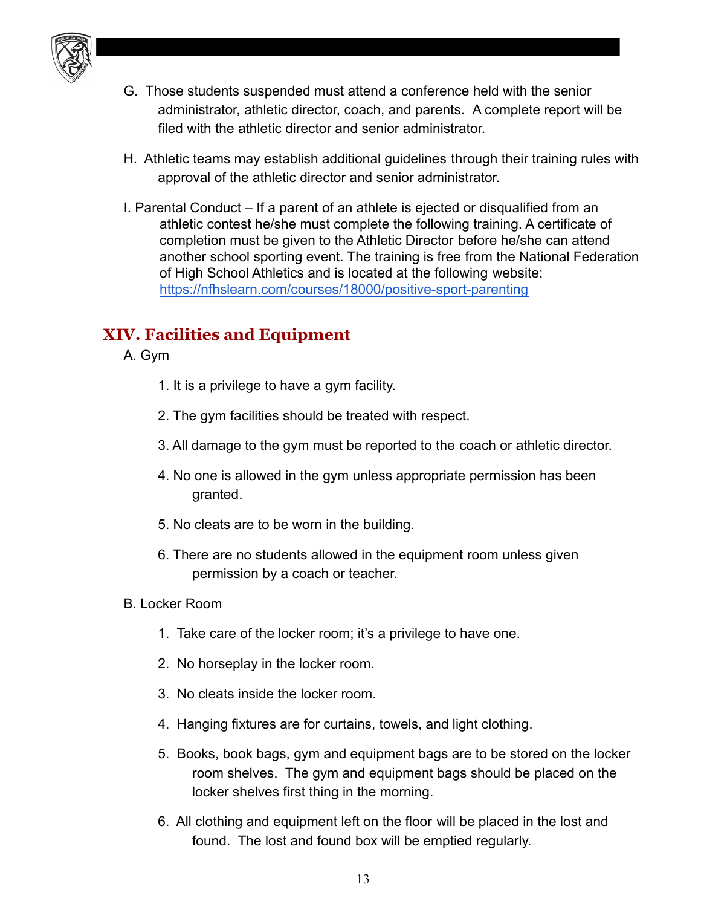G. Those students suspended must attend a conference held with the senior administrator, athletic director, coach, and parents. A complete report will be filed with the athletic director and senior administrator.

H. Athletic teams may establish additional guidelines through their training rules with approval of the athletic director and senior administrator.

I. Parental Conduct – If a parent of an athlete is ejected or disqualified from an athletic contest he/she must complete the following training. A certificate of completion must be given to the Athletic Director before he/she can attend another school sporting event. The training is free from the National Federation of High School Athletics and is located at the following website: [https://nfhslearn.com/courses/18000/positive-sport-parenting](https://nfhslearn.com/courses/18000/positive-sport-parenting)

## XIV. Facilities and Equipment

A. Gym

1. It is a privilege to have a gym facility.
2. The gym facilities should be treated with respect.
3. All damage to the gym must be reported to the coach or athletic director.
4. No one is allowed in the gym unless appropriate permission has been granted.
5. No cleats are to be worn in the building.
6. There are no students allowed in the equipment room unless given permission by a coach or teacher.

B. Locker Room

1. Take care of the locker room; it's a privilege to have one.
2. No horseplay in the locker room.
3. No cleats inside the locker room.
4. Hanging fixtures are for curtains, towels, and light clothing.
5. Books, book bags, gym and equipment bags are to be stored on the locker room shelves. The gym and equipment bags should be placed on the locker shelves first thing in the morning.
6. All clothing and equipment left on the floor will be placed in the lost and found. The lost and found box will be emptied regularly.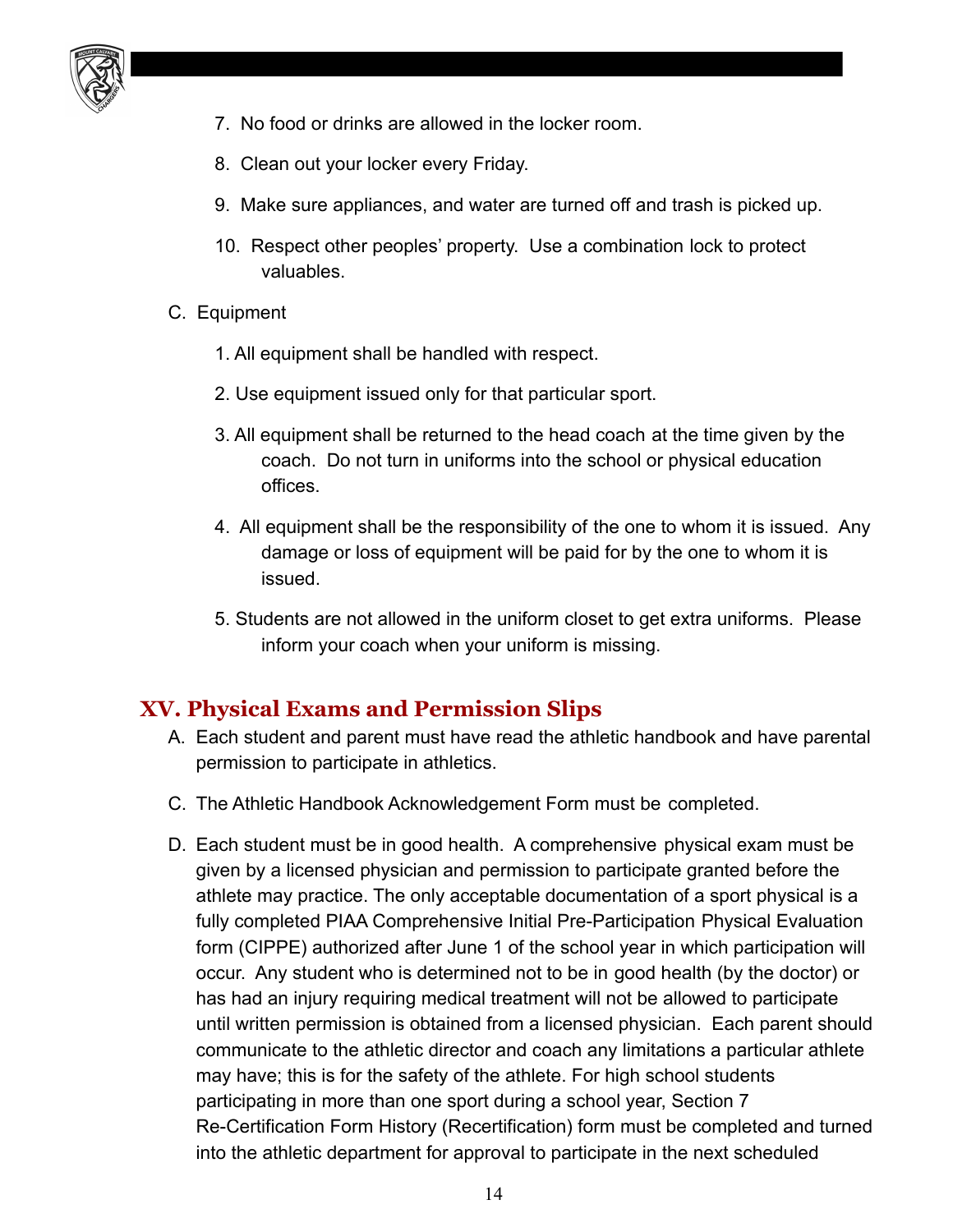7. No food or drinks are allowed in the locker room.

8. Clean out your locker every Friday.

9. Make sure appliances, and water are turned off and trash is picked up.

10. Respect other peoples' property. Use a combination lock to protect valuables.

C. Equipment

1. All equipment shall be handled with respect.

2. Use equipment issued only for that particular sport.

3. All equipment shall be returned to the head coach at the time given by the coach. Do not turn in uniforms into the school or physical education offices.

4. All equipment shall be the responsibility of the one to whom it is issued. Any damage or loss of equipment will be paid for by the one to whom it is issued.

5. Students are not allowed in the uniform closet to get extra uniforms. Please inform your coach when your uniform is missing.

## XV. Physical Exams and Permission Slips

A. Each student and parent must have read the athletic handbook and have parental permission to participate in athletics.

C. The Athletic Handbook Acknowledgement Form must be completed.

D. Each student must be in good health. A comprehensive physical exam must be given by a licensed physician and permission to participate granted before the athlete may practice. The only acceptable documentation of a sport physical is a fully completed PIAA Comprehensive Initial Pre-Participation Physical Evaluation form (CIPPE) authorized after June 1 of the school year in which participation will occur. Any student who is determined not to be in good health (by the doctor) or has had an injury requiring medical treatment will not be allowed to participate until written permission is obtained from a licensed physician. Each parent should communicate to the athletic director and coach any limitations a particular athlete may have; this is for the safety of the athlete. For high school students participating in more than one sport during a school year, Section 7 Re-Certification Form History (Recertification) form must be completed and turned into the athletic department for approval to participate in the next scheduled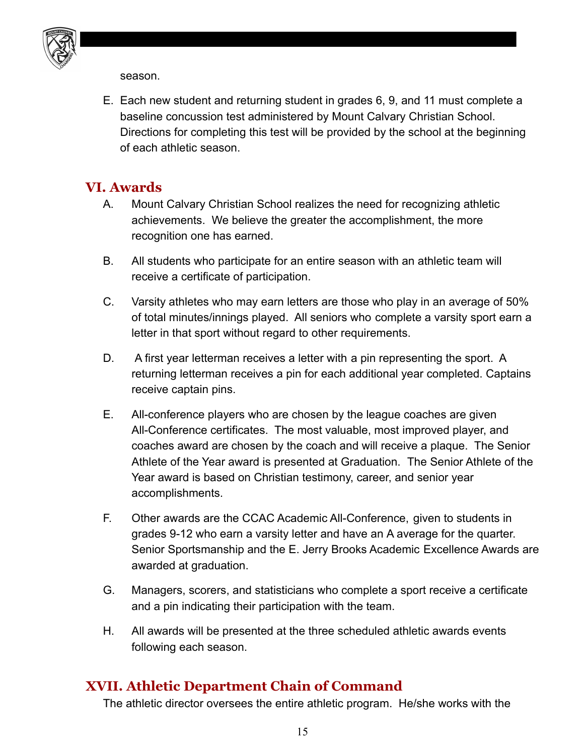season.

E. Each new student and returning student in grades 6, 9, and 11 must complete a baseline concussion test administered by Mount Calvary Christian School. Directions for completing this test will be provided by the school at the beginning of each athletic season.

## VI. Awards

A. Mount Calvary Christian School realizes the need for recognizing athletic achievements. We believe the greater the accomplishment, the more recognition one has earned.

B. All students who participate for an entire season with an athletic team will receive a certificate of participation.

C. Varsity athletes who may earn letters are those who play in an average of 50% of total minutes/innings played. All seniors who complete a varsity sport earn a letter in that sport without regard to other requirements.

D. A first year letterman receives a letter with a pin representing the sport. A returning letterman receives a pin for each additional year completed. Captains receive captain pins.

E. All-conference players who are chosen by the league coaches are given All-Conference certificates. The most valuable, most improved player, and coaches award are chosen by the coach and will receive a plaque. The Senior Athlete of the Year award is presented at Graduation. The Senior Athlete of the Year award is based on Christian testimony, career, and senior year accomplishments.

F. Other awards are the CCAC Academic All-Conference, given to students in grades 9-12 who earn a varsity letter and have an A average for the quarter. Senior Sportsmanship and the E. Jerry Brooks Academic Excellence Awards are awarded at graduation.

G. Managers, scorers, and statisticians who complete a sport receive a certificate and a pin indicating their participation with the team.

H. All awards will be presented at the three scheduled athletic awards events following each season.

## XVII. Athletic Department Chain of Command

The athletic director oversees the entire athletic program. He/she works with the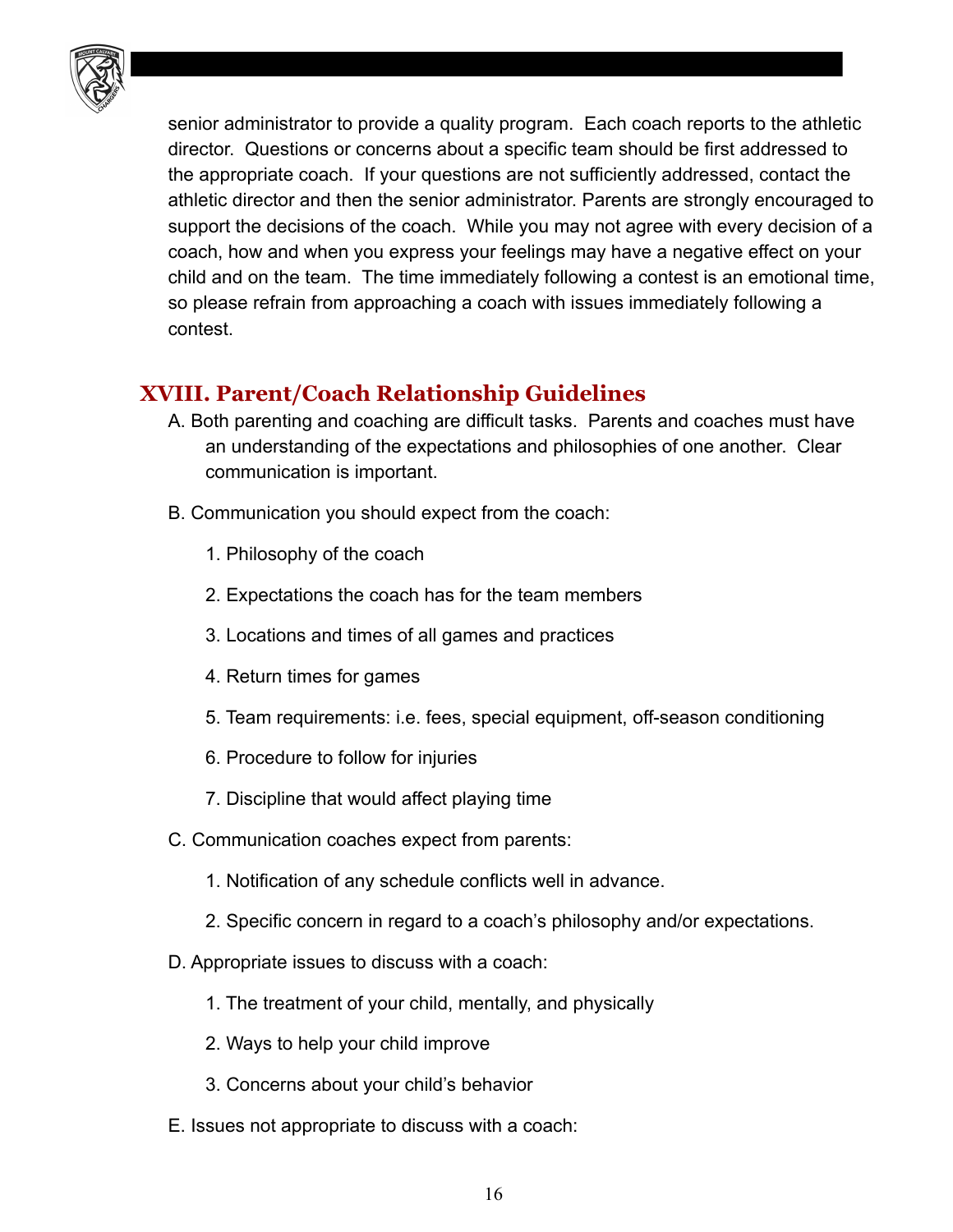senior administrator to provide a quality program. Each coach reports to the athletic director. Questions or concerns about a specific team should be first addressed to the appropriate coach. If your questions are not sufficiently addressed, contact the athletic director and then the senior administrator. Parents are strongly encouraged to support the decisions of the coach. While you may not agree with every decision of a coach, how and when you express your feelings may have a negative effect on your child and on the team. The time immediately following a contest is an emotional time, so please refrain from approaching a coach with issues immediately following a contest.

## XVIII. Parent/Coach Relationship Guidelines

A. Both parenting and coaching are difficult tasks. Parents and coaches must have an understanding of the expectations and philosophies of one another. Clear communication is important.

B. Communication you should expect from the coach:

1. Philosophy of the coach
2. Expectations the coach has for the team members
3. Locations and times of all games and practices
4. Return times for games
5. Team requirements: i.e. fees, special equipment, off-season conditioning
6. Procedure to follow for injuries
7. Discipline that would affect playing time

C. Communication coaches expect from parents:

1. Notification of any schedule conflicts well in advance.
2. Specific concern in regard to a coach's philosophy and/or expectations.

D. Appropriate issues to discuss with a coach:

1. The treatment of your child, mentally, and physically
2. Ways to help your child improve
3. Concerns about your child's behavior

E. Issues not appropriate to discuss with a coach: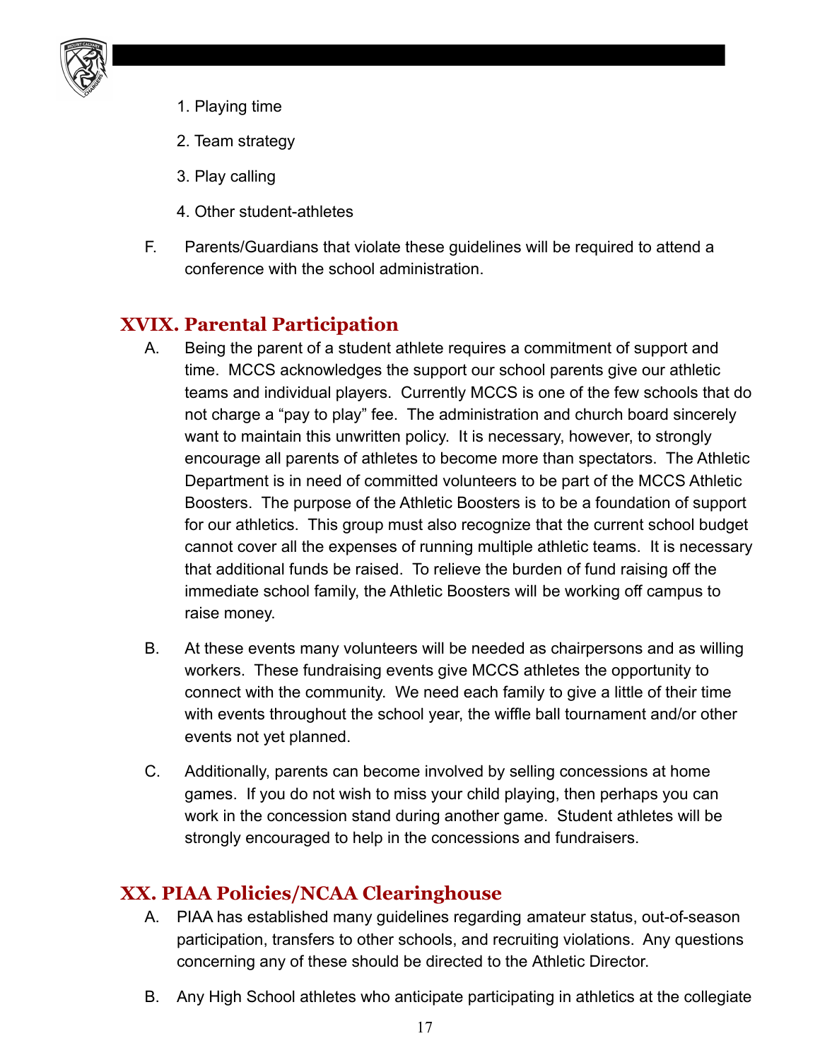1. Playing time

2. Team strategy

3. Play calling

4. Other student-athletes

F. Parents/Guardians that violate these guidelines will be required to attend a conference with the school administration.

## XVIX. Parental Participation

A. Being the parent of a student athlete requires a commitment of support and time. MCCS acknowledges the support our school parents give our athletic teams and individual players. Currently MCCS is one of the few schools that do not charge a "pay to play" fee. The administration and church board sincerely want to maintain this unwritten policy. It is necessary, however, to strongly encourage all parents of athletes to become more than spectators. The Athletic Department is in need of committed volunteers to be part of the MCCS Athletic Boosters. The purpose of the Athletic Boosters is to be a foundation of support for our athletics. This group must also recognize that the current school budget cannot cover all the expenses of running multiple athletic teams. It is necessary that additional funds be raised. To relieve the burden of fund raising off the immediate school family, the Athletic Boosters will be working off campus to raise money.

B. At these events many volunteers will be needed as chairpersons and as willing workers. These fundraising events give MCCS athletes the opportunity to connect with the community. We need each family to give a little of their time with events throughout the school year, the wiffle ball tournament and/or other events not yet planned.

C. Additionally, parents can become involved by selling concessions at home games. If you do not wish to miss your child playing, then perhaps you can work in the concession stand during another game. Student athletes will be strongly encouraged to help in the concessions and fundraisers.

## XX. PIAA Policies/NCAA Clearinghouse

A. PIAA has established many guidelines regarding amateur status, out-of-season participation, transfers to other schools, and recruiting violations. Any questions concerning any of these should be directed to the Athletic Director.

B. Any High School athletes who anticipate participating in athletics at the collegiate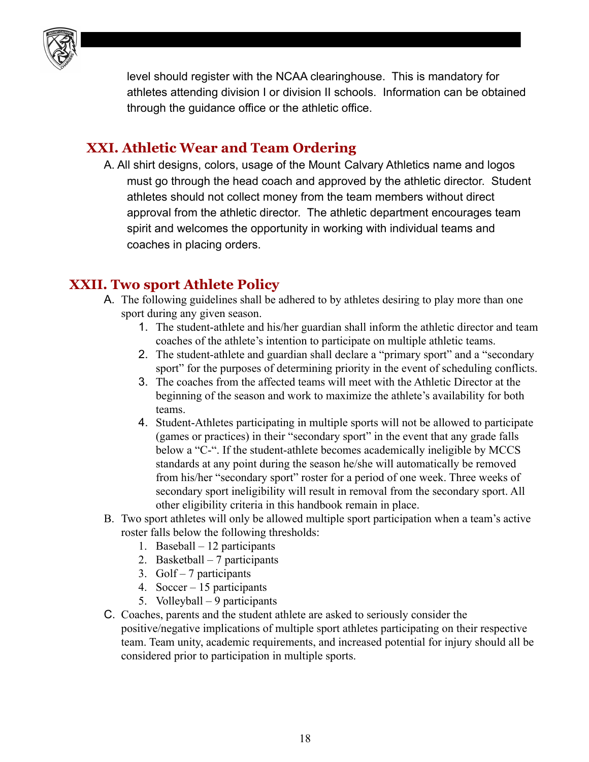level should register with the NCAA clearinghouse. This is mandatory for athletes attending division I or division II schools. Information can be obtained through the guidance office or the athletic office.

## XXI. Athletic Wear and Team Ordering

A. All shirt designs, colors, usage of the Mount Calvary Athletics name and logos must go through the head coach and approved by the athletic director. Student athletes should not collect money from the team members without direct approval from the athletic director. The athletic department encourages team spirit and welcomes the opportunity in working with individual teams and coaches in placing orders.

## XXII. Two sport Athlete Policy

A. The following guidelines shall be adhered to by athletes desiring to play more than one sport during any given season.
   1. The student-athlete and his/her guardian shall inform the athletic director and team coaches of the athlete's intention to participate on multiple athletic teams.
   2. The student-athlete and guardian shall declare a "primary sport" and a "secondary sport" for the purposes of determining priority in the event of scheduling conflicts.
   3. The coaches from the affected teams will meet with the Athletic Director at the beginning of the season and work to maximize the athlete's availability for both teams.
   4. Student-Athletes participating in multiple sports will not be allowed to participate (games or practices) in their "secondary sport" in the event that any grade falls below a "C-". If the student-athlete becomes academically ineligible by MCCS standards at any point during the season he/she will automatically be removed from his/her "secondary sport" roster for a period of one week. Three weeks of secondary sport ineligibility will result in removal from the secondary sport. All other eligibility criteria in this handbook remain in place.

B. Two sport athletes will only be allowed multiple sport participation when a team's active roster falls below the following thresholds:
   1. Baseball – 12 participants
   2. Basketball – 7 participants
   3. Golf – 7 participants
   4. Soccer – 15 participants
   5. Volleyball – 9 participants

C. Coaches, parents and the student athlete are asked to seriously consider the positive/negative implications of multiple sport athletes participating on their respective team. Team unity, academic requirements, and increased potential for injury should all be considered prior to participation in multiple sports.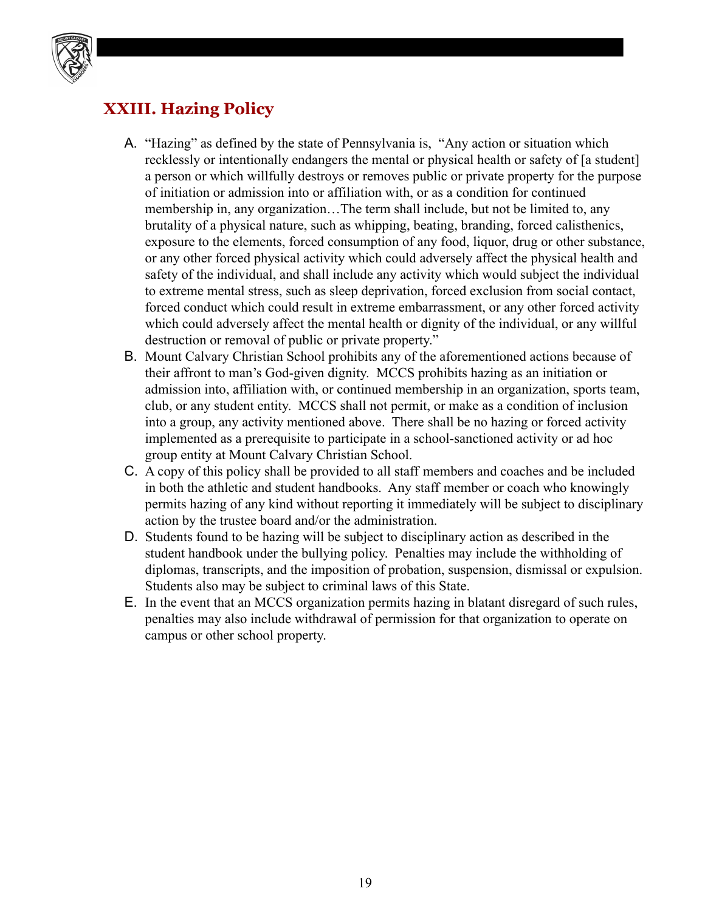## XXIII. Hazing Policy

A. "Hazing" as defined by the state of Pennsylvania is, "Any action or situation which recklessly or intentionally endangers the mental or physical health or safety of [a student] a person or which willfully destroys or removes public or private property for the purpose of initiation or admission into or affiliation with, or as a condition for continued membership in, any organization…The term shall include, but not be limited to, any brutality of a physical nature, such as whipping, beating, branding, forced calisthenics, exposure to the elements, forced consumption of any food, liquor, drug or other substance, or any other forced physical activity which could adversely affect the physical health and safety of the individual, and shall include any activity which would subject the individual to extreme mental stress, such as sleep deprivation, forced exclusion from social contact, forced conduct which could result in extreme embarrassment, or any other forced activity which could adversely affect the mental health or dignity of the individual, or any willful destruction or removal of public or private property."

B. Mount Calvary Christian School prohibits any of the aforementioned actions because of their affront to man's God-given dignity. MCCS prohibits hazing as an initiation or admission into, affiliation with, or continued membership in an organization, sports team, club, or any student entity. MCCS shall not permit, or make as a condition of inclusion into a group, any activity mentioned above. There shall be no hazing or forced activity implemented as a prerequisite to participate in a school-sanctioned activity or ad hoc group entity at Mount Calvary Christian School.

C. A copy of this policy shall be provided to all staff members and coaches and be included in both the athletic and student handbooks. Any staff member or coach who knowingly permits hazing of any kind without reporting it immediately will be subject to disciplinary action by the trustee board and/or the administration.

D. Students found to be hazing will be subject to disciplinary action as described in the student handbook under the bullying policy. Penalties may include the withholding of diplomas, transcripts, and the imposition of probation, suspension, dismissal or expulsion. Students also may be subject to criminal laws of this State.

E. In the event that an MCCS organization permits hazing in blatant disregard of such rules, penalties may also include withdrawal of permission for that organization to operate on campus or other school property.